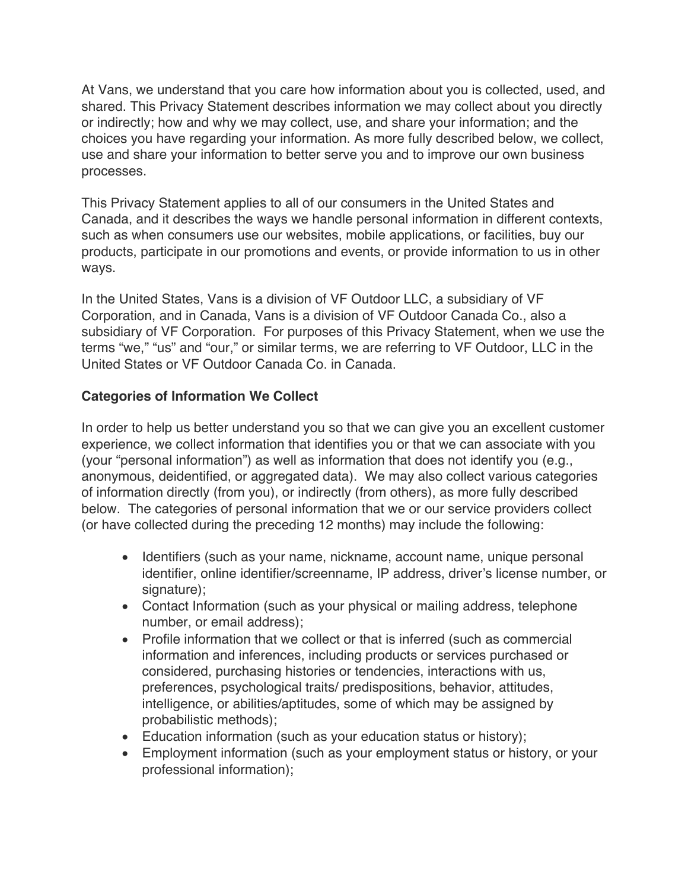At Vans, we understand that you care how information about you is collected, used, and shared. This Privacy Statement describes information we may collect about you directly or indirectly; how and why we may collect, use, and share your information; and the choices you have regarding your information. As more fully described below, we collect, use and share your information to better serve you and to improve our own business processes.

This Privacy Statement applies to all of our consumers in the United States and Canada, and it describes the ways we handle personal information in different contexts, such as when consumers use our websites, mobile applications, or facilities, buy our products, participate in our promotions and events, or provide information to us in other ways.

In the United States, Vans is a division of VF Outdoor LLC, a subsidiary of VF Corporation, and in Canada, Vans is a division of VF Outdoor Canada Co., also a subsidiary of VF Corporation. For purposes of this Privacy Statement, when we use the terms "we," "us" and "our," or similar terms, we are referring to VF Outdoor, LLC in the United States or VF Outdoor Canada Co. in Canada.

**Categories of Information We Collect**

In order to help us better understand you so that we can give you an excellent customer experience, we collect information that identifies you or that we can associate with you (your "personal information") as well as information that does not identify you (e.g., anonymous, deidentified, or aggregated data). We may also collect various categories of information directly (from you), or indirectly (from others), as more fully described below. The categories of personal information that we or our service providers collect (or have collected during the preceding 12 months) may include the following:

- Identifiers (such as your name, nickname, account name, unique personal identifier, online identifier/screenname, IP address, driver's license number, or signature);
- Contact Information (such as your physical or mailing address, telephone number, or email address);
- Profile information that we collect or that is inferred (such as commercial information and inferences, including products or services purchased or considered, purchasing histories or tendencies, interactions with us, preferences, psychological traits/ predispositions, behavior, attitudes, intelligence, or abilities/aptitudes, some of which may be assigned by probabilistic methods);
- Education information (such as your education status or history);
- Employment information (such as your employment status or history, or your professional information);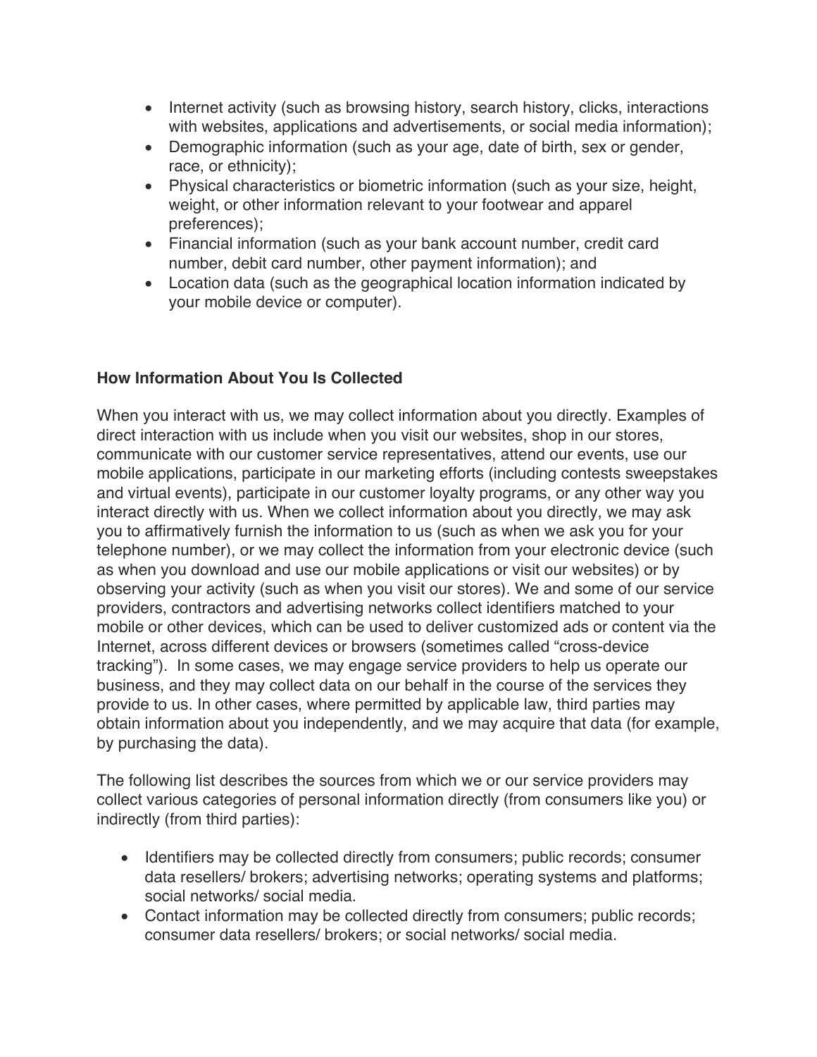- Internet activity (such as browsing history, search history, clicks, interactions with websites, applications and advertisements, or social media information);
- Demographic information (such as your age, date of birth, sex or gender, race, or ethnicity);
- Physical characteristics or biometric information (such as your size, height, weight, or other information relevant to your footwear and apparel preferences);
- Financial information (such as your bank account number, credit card number, debit card number, other payment information); and
- Location data (such as the geographical location information indicated by your mobile device or computer).

**How Information About You Is Collected**

When you interact with us, we may collect information about you directly. Examples of direct interaction with us include when you visit our websites, shop in our stores, communicate with our customer service representatives, attend our events, use our mobile applications, participate in our marketing efforts (including contests sweepstakes and virtual events), participate in our customer loyalty programs, or any other way you interact directly with us. When we collect information about you directly, we may ask you to affirmatively furnish the information to us (such as when we ask you for your telephone number), or we may collect the information from your electronic device (such as when you download and use our mobile applications or visit our websites) or by observing your activity (such as when you visit our stores). We and some of our service providers, contractors and advertising networks collect identifiers matched to your mobile or other devices, which can be used to deliver customized ads or content via the Internet, across different devices or browsers (sometimes called "cross-device tracking"). In some cases, we may engage service providers to help us operate our business, and they may collect data on our behalf in the course of the services they provide to us. In other cases, where permitted by applicable law, third parties may obtain information about you independently, and we may acquire that data (for example, by purchasing the data).

The following list describes the sources from which we or our service providers may collect various categories of personal information directly (from consumers like you) or indirectly (from third parties):

- Identifiers may be collected directly from consumers; public records; consumer data resellers/ brokers; advertising networks; operating systems and platforms; social networks/ social media.
- Contact information may be collected directly from consumers; public records; consumer data resellers/ brokers; or social networks/ social media.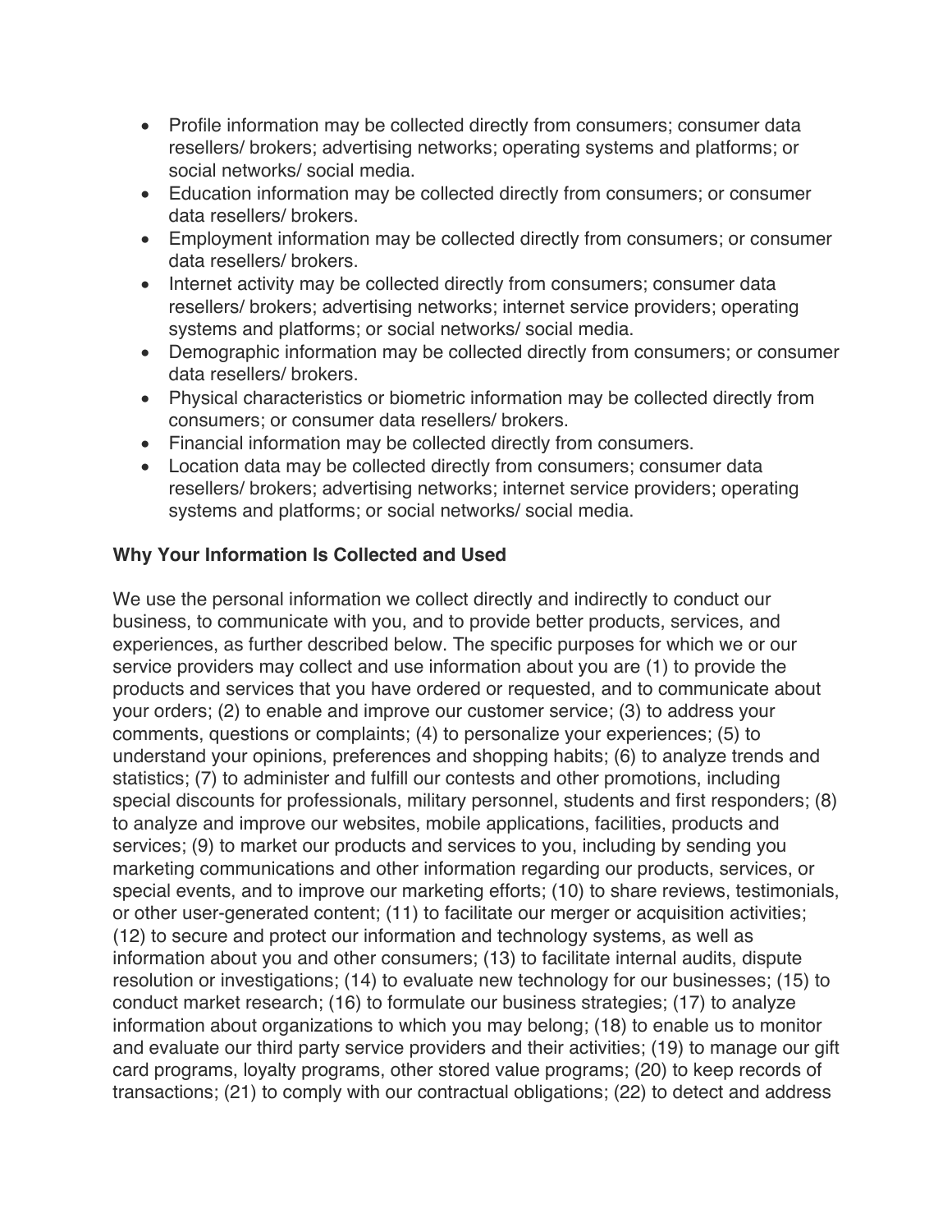- Profile information may be collected directly from consumers; consumer data resellers/ brokers; advertising networks; operating systems and platforms; or social networks/ social media.
- Education information may be collected directly from consumers; or consumer data resellers/ brokers.
- Employment information may be collected directly from consumers; or consumer data resellers/ brokers.
- Internet activity may be collected directly from consumers; consumer data resellers/ brokers; advertising networks; internet service providers; operating systems and platforms; or social networks/ social media.
- Demographic information may be collected directly from consumers; or consumer data resellers/ brokers.
- Physical characteristics or biometric information may be collected directly from consumers; or consumer data resellers/ brokers.
- Financial information may be collected directly from consumers.
- Location data may be collected directly from consumers; consumer data resellers/ brokers; advertising networks; internet service providers; operating systems and platforms; or social networks/ social media.

**Why Your Information Is Collected and Used**

We use the personal information we collect directly and indirectly to conduct our business, to communicate with you, and to provide better products, services, and experiences, as further described below. The specific purposes for which we or our service providers may collect and use information about you are (1) to provide the products and services that you have ordered or requested, and to communicate about your orders; (2) to enable and improve our customer service; (3) to address your comments, questions or complaints; (4) to personalize your experiences; (5) to understand your opinions, preferences and shopping habits; (6) to analyze trends and statistics; (7) to administer and fulfill our contests and other promotions, including special discounts for professionals, military personnel, students and first responders; (8) to analyze and improve our websites, mobile applications, facilities, products and services; (9) to market our products and services to you, including by sending you marketing communications and other information regarding our products, services, or special events, and to improve our marketing efforts; (10) to share reviews, testimonials, or other user-generated content; (11) to facilitate our merger or acquisition activities; (12) to secure and protect our information and technology systems, as well as information about you and other consumers; (13) to facilitate internal audits, dispute resolution or investigations; (14) to evaluate new technology for our businesses; (15) to conduct market research; (16) to formulate our business strategies; (17) to analyze information about organizations to which you may belong; (18) to enable us to monitor and evaluate our third party service providers and their activities; (19) to manage our gift card programs, loyalty programs, other stored value programs; (20) to keep records of transactions; (21) to comply with our contractual obligations; (22) to detect and address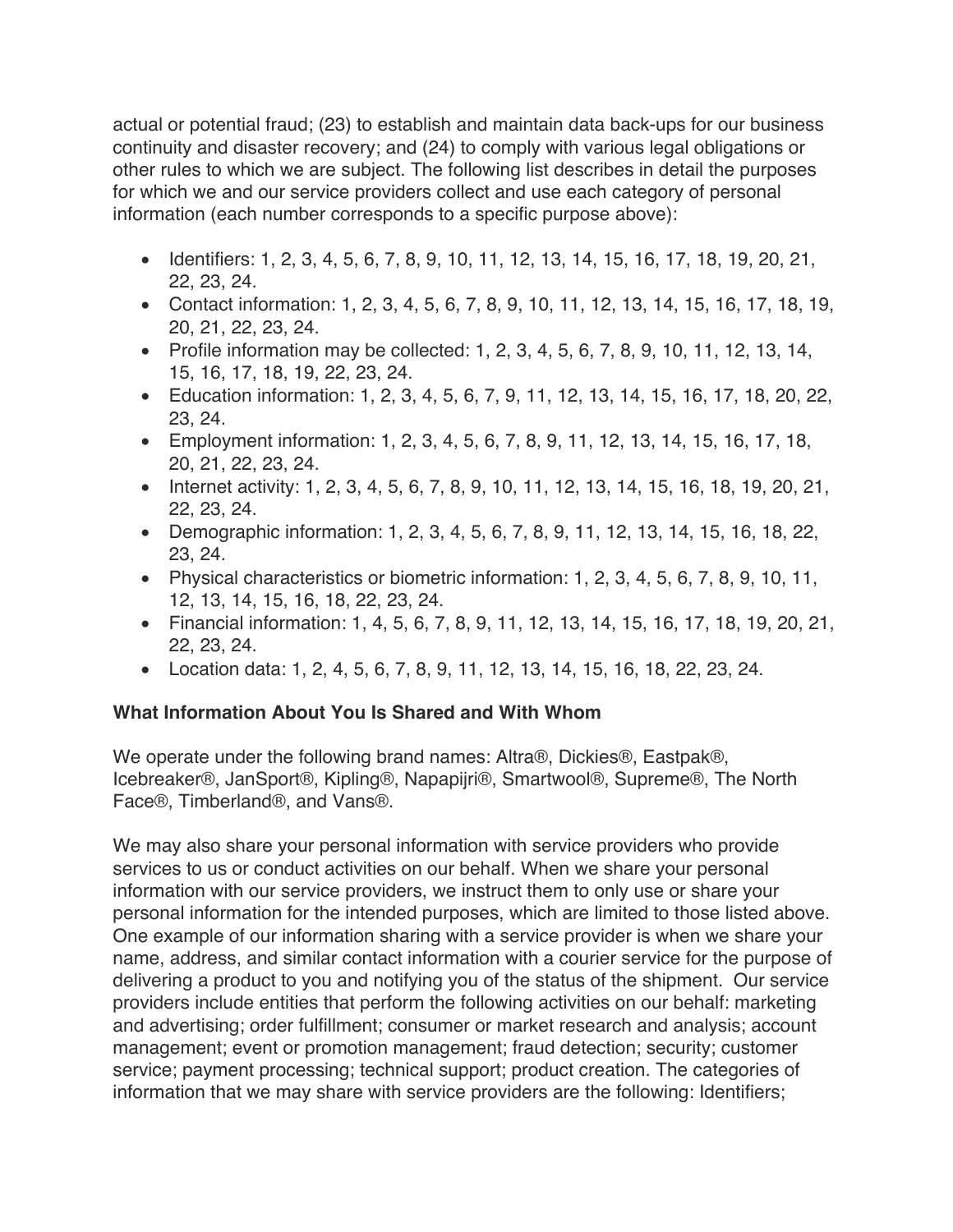actual or potential fraud; (23) to establish and maintain data back-ups for our business continuity and disaster recovery; and (24) to comply with various legal obligations or other rules to which we are subject. The following list describes in detail the purposes for which we and our service providers collect and use each category of personal information (each number corresponds to a specific purpose above):

- Identifiers: 1, 2, 3, 4, 5, 6, 7, 8, 9, 10, 11, 12, 13, 14, 15, 16, 17, 18, 19, 20, 21, 22, 23, 24.
- Contact information: 1, 2, 3, 4, 5, 6, 7, 8, 9, 10, 11, 12, 13, 14, 15, 16, 17, 18, 19, 20, 21, 22, 23, 24.
- Profile information may be collected: 1, 2, 3, 4, 5, 6, 7, 8, 9, 10, 11, 12, 13, 14, 15, 16, 17, 18, 19, 22, 23, 24.
- Education information: 1, 2, 3, 4, 5, 6, 7, 9, 11, 12, 13, 14, 15, 16, 17, 18, 20, 22, 23, 24.
- Employment information: 1, 2, 3, 4, 5, 6, 7, 8, 9, 11, 12, 13, 14, 15, 16, 17, 18, 20, 21, 22, 23, 24.
- Internet activity: 1, 2, 3, 4, 5, 6, 7, 8, 9, 10, 11, 12, 13, 14, 15, 16, 18, 19, 20, 21, 22, 23, 24.
- Demographic information: 1, 2, 3, 4, 5, 6, 7, 8, 9, 11, 12, 13, 14, 15, 16, 18, 22, 23, 24.
- Physical characteristics or biometric information: 1, 2, 3, 4, 5, 6, 7, 8, 9, 10, 11, 12, 13, 14, 15, 16, 18, 22, 23, 24.
- Financial information: 1, 4, 5, 6, 7, 8, 9, 11, 12, 13, 14, 15, 16, 17, 18, 19, 20, 21, 22, 23, 24.
- Location data: 1, 2, 4, 5, 6, 7, 8, 9, 11, 12, 13, 14, 15, 16, 18, 22, 23, 24.

**What Information About You Is Shared and With Whom**

We operate under the following brand names: Altra®, Dickies®, Eastpak®, Icebreaker®, JanSport®, Kipling®, Napapijri®, Smartwool®, Supreme®, The North Face®, Timberland®, and Vans®.

We may also share your personal information with service providers who provide services to us or conduct activities on our behalf. When we share your personal information with our service providers, we instruct them to only use or share your personal information for the intended purposes, which are limited to those listed above. One example of our information sharing with a service provider is when we share your name, address, and similar contact information with a courier service for the purpose of delivering a product to you and notifying you of the status of the shipment. Our service providers include entities that perform the following activities on our behalf: marketing and advertising; order fulfillment; consumer or market research and analysis; account management; event or promotion management; fraud detection; security; customer service; payment processing; technical support; product creation. The categories of information that we may share with service providers are the following: Identifiers;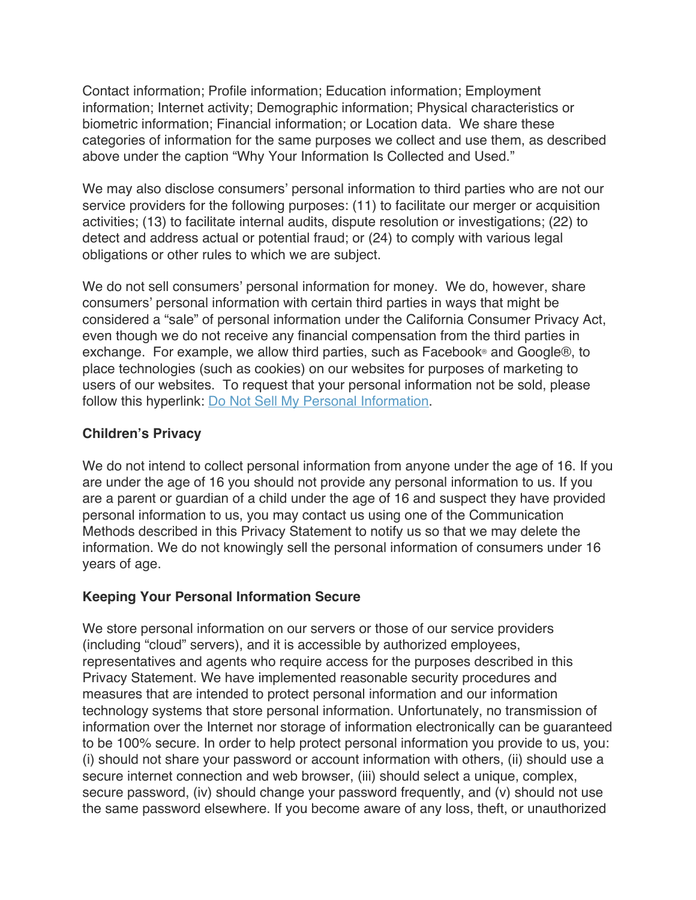Contact information; Profile information; Education information; Employment information; Internet activity; Demographic information; Physical characteristics or biometric information; Financial information; or Location data. We share these categories of information for the same purposes we collect and use them, as described above under the caption "Why Your Information Is Collected and Used."

We may also disclose consumers' personal information to third parties who are not our service providers for the following purposes: (11) to facilitate our merger or acquisition activities; (13) to facilitate internal audits, dispute resolution or investigations; (22) to detect and address actual or potential fraud; or (24) to comply with various legal obligations or other rules to which we are subject.

We do not sell consumers' personal information for money. We do, however, share consumers' personal information with certain third parties in ways that might be considered a "sale" of personal information under the California Consumer Privacy Act, even though we do not receive any financial compensation from the third parties in exchange. For example, we allow third parties, such as Facebook® and Google®, to place technologies (such as cookies) on our websites for purposes of marketing to users of our websites. To request that your personal information not be sold, please follow this hyperlink: Do Not Sell My Personal Information.

**Children's Privacy**

We do not intend to collect personal information from anyone under the age of 16. If you are under the age of 16 you should not provide any personal information to us. If you are a parent or guardian of a child under the age of 16 and suspect they have provided personal information to us, you may contact us using one of the Communication Methods described in this Privacy Statement to notify us so that we may delete the information. We do not knowingly sell the personal information of consumers under 16 years of age.

**Keeping Your Personal Information Secure**

We store personal information on our servers or those of our service providers (including "cloud" servers), and it is accessible by authorized employees, representatives and agents who require access for the purposes described in this Privacy Statement. We have implemented reasonable security procedures and measures that are intended to protect personal information and our information technology systems that store personal information. Unfortunately, no transmission of information over the Internet nor storage of information electronically can be guaranteed to be 100% secure. In order to help protect personal information you provide to us, you: (i) should not share your password or account information with others, (ii) should use a secure internet connection and web browser, (iii) should select a unique, complex, secure password, (iv) should change your password frequently, and (v) should not use the same password elsewhere. If you become aware of any loss, theft, or unauthorized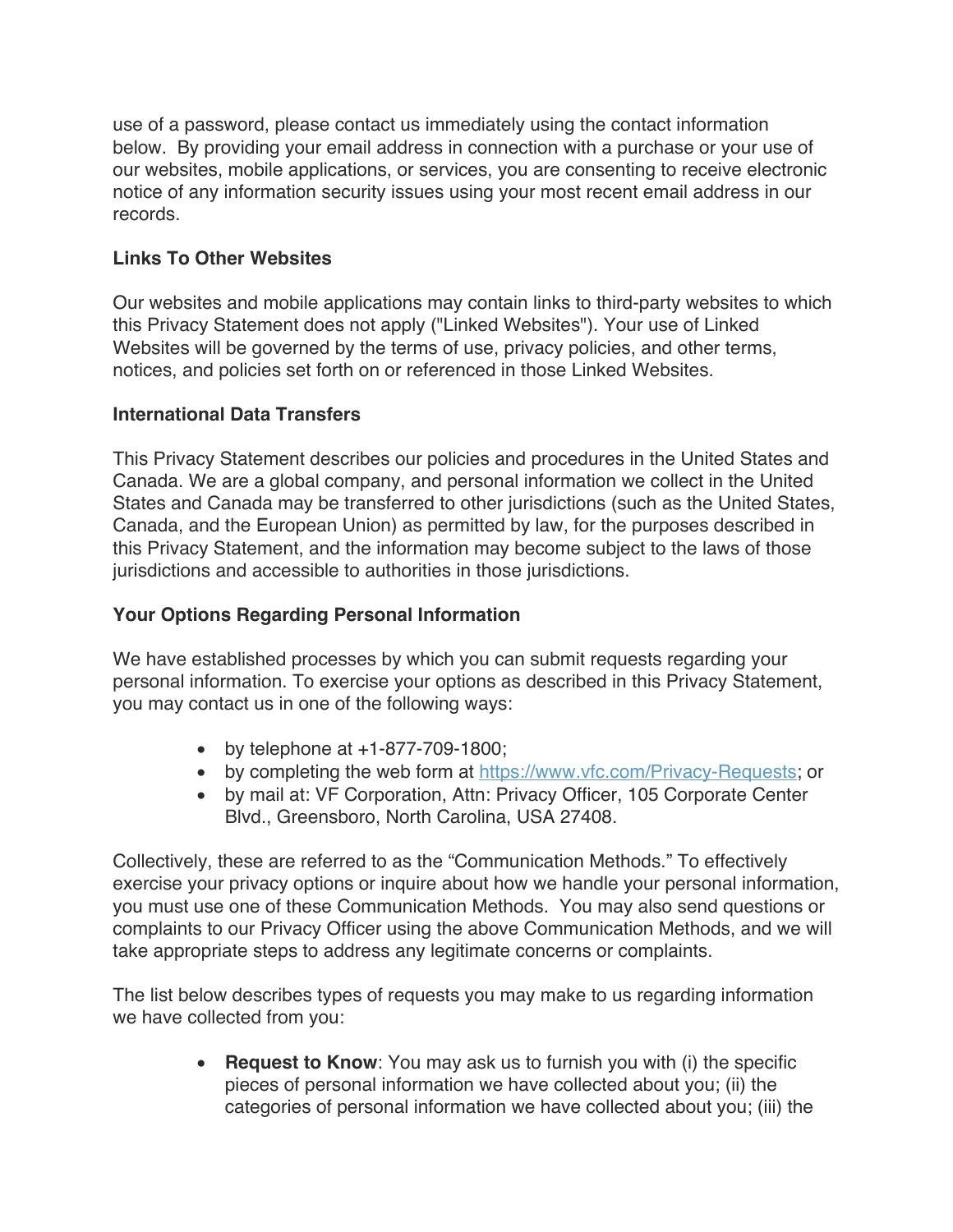use of a password, please contact us immediately using the contact information below. By providing your email address in connection with a purchase or your use of our websites, mobile applications, or services, you are consenting to receive electronic notice of any information security issues using your most recent email address in our records.

**Links To Other Websites**

Our websites and mobile applications may contain links to third-party websites to which this Privacy Statement does not apply ("Linked Websites"). Your use of Linked Websites will be governed by the terms of use, privacy policies, and other terms, notices, and policies set forth on or referenced in those Linked Websites.

**International Data Transfers**

This Privacy Statement describes our policies and procedures in the United States and Canada. We are a global company, and personal information we collect in the United States and Canada may be transferred to other jurisdictions (such as the United States, Canada, and the European Union) as permitted by law, for the purposes described in this Privacy Statement, and the information may become subject to the laws of those jurisdictions and accessible to authorities in those jurisdictions.

**Your Options Regarding Personal Information**

We have established processes by which you can submit requests regarding your personal information. To exercise your options as described in this Privacy Statement, you may contact us in one of the following ways:

- by telephone at +1-877-709-1800;
- by completing the web form at [https://www.vfc.com/Privacy-Requests](https://www.vfc.com/Privacy-Requests); or
- by mail at: VF Corporation, Attn: Privacy Officer, 105 Corporate Center Blvd., Greensboro, North Carolina, USA 27408.

Collectively, these are referred to as the "Communication Methods." To effectively exercise your privacy options or inquire about how we handle your personal information, you must use one of these Communication Methods. You may also send questions or complaints to our Privacy Officer using the above Communication Methods, and we will take appropriate steps to address any legitimate concerns or complaints.

The list below describes types of requests you may make to us regarding information we have collected from you:

- **Request to Know**: You may ask us to furnish you with (i) the specific pieces of personal information we have collected about you; (ii) the categories of personal information we have collected about you; (iii) the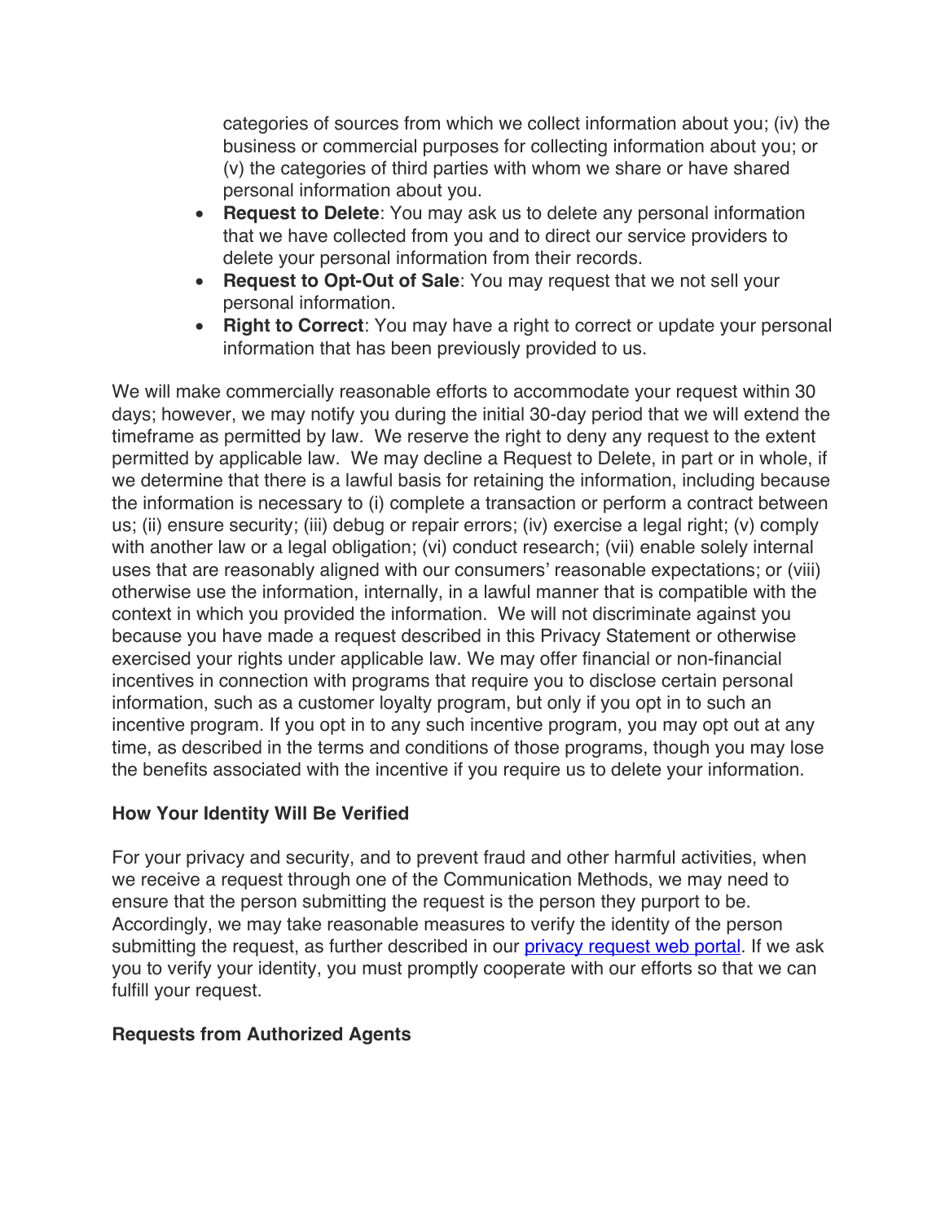categories of sources from which we collect information about you; (iv) the business or commercial purposes for collecting information about you; or (v) the categories of third parties with whom we share or have shared personal information about you.

- **Request to Delete**: You may ask us to delete any personal information that we have collected from you and to direct our service providers to delete your personal information from their records.
- **Request to Opt-Out of Sale**: You may request that we not sell your personal information.
- **Right to Correct**: You may have a right to correct or update your personal information that has been previously provided to us.

We will make commercially reasonable efforts to accommodate your request within 30 days; however, we may notify you during the initial 30-day period that we will extend the timeframe as permitted by law. We reserve the right to deny any request to the extent permitted by applicable law. We may decline a Request to Delete, in part or in whole, if we determine that there is a lawful basis for retaining the information, including because the information is necessary to (i) complete a transaction or perform a contract between us; (ii) ensure security; (iii) debug or repair errors; (iv) exercise a legal right; (v) comply with another law or a legal obligation; (vi) conduct research; (vii) enable solely internal uses that are reasonably aligned with our consumers' reasonable expectations; or (viii) otherwise use the information, internally, in a lawful manner that is compatible with the context in which you provided the information. We will not discriminate against you because you have made a request described in this Privacy Statement or otherwise exercised your rights under applicable law. We may offer financial or non-financial incentives in connection with programs that require you to disclose certain personal information, such as a customer loyalty program, but only if you opt in to such an incentive program. If you opt in to any such incentive program, you may opt out at any time, as described in the terms and conditions of those programs, though you may lose the benefits associated with the incentive if you require us to delete your information.

**How Your Identity Will Be Verified**

For your privacy and security, and to prevent fraud and other harmful activities, when we receive a request through one of the Communication Methods, we may need to ensure that the person submitting the request is the person they purport to be. Accordingly, we may take reasonable measures to verify the identity of the person submitting the request, as further described in our privacy request web portal. If we ask you to verify your identity, you must promptly cooperate with our efforts so that we can fulfill your request.

**Requests from Authorized Agents**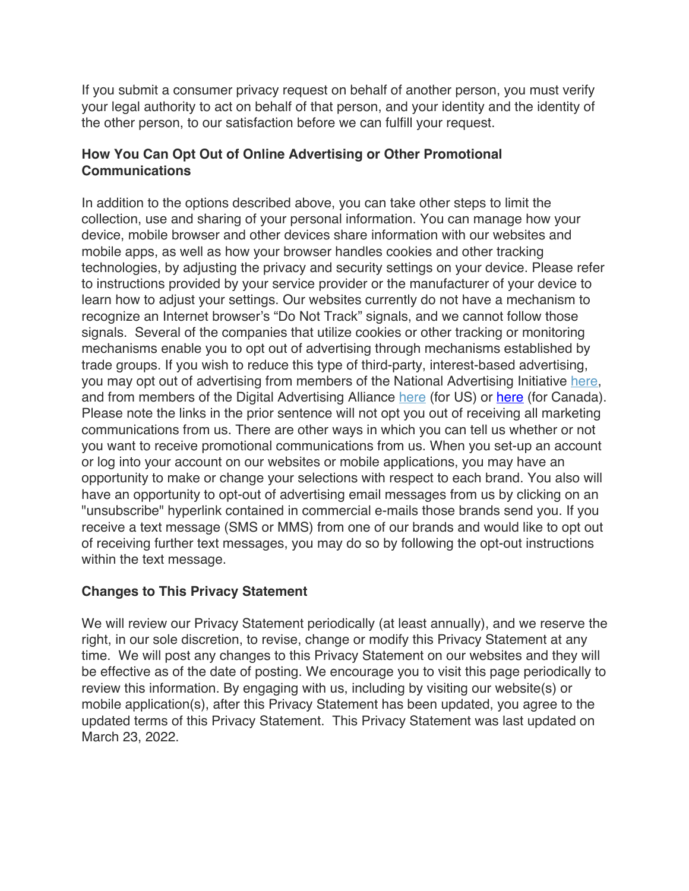If you submit a consumer privacy request on behalf of another person, you must verify your legal authority to act on behalf of that person, and your identity and the identity of the other person, to our satisfaction before we can fulfill your request.

**How You Can Opt Out of Online Advertising or Other Promotional Communications**

In addition to the options described above, you can take other steps to limit the collection, use and sharing of your personal information. You can manage how your device, mobile browser and other devices share information with our websites and mobile apps, as well as how your browser handles cookies and other tracking technologies, by adjusting the privacy and security settings on your device. Please refer to instructions provided by your service provider or the manufacturer of your device to learn how to adjust your settings. Our websites currently do not have a mechanism to recognize an Internet browser's "Do Not Track" signals, and we cannot follow those signals. Several of the companies that utilize cookies or other tracking or monitoring mechanisms enable you to opt out of advertising through mechanisms established by trade groups. If you wish to reduce this type of third-party, interest-based advertising, you may opt out of advertising from members of the National Advertising Initiative here, and from members of the Digital Advertising Alliance here (for US) or here (for Canada). Please note the links in the prior sentence will not opt you out of receiving all marketing communications from us. There are other ways in which you can tell us whether or not you want to receive promotional communications from us. When you set-up an account or log into your account on our websites or mobile applications, you may have an opportunity to make or change your selections with respect to each brand. You also will have an opportunity to opt-out of advertising email messages from us by clicking on an "unsubscribe" hyperlink contained in commercial e-mails those brands send you. If you receive a text message (SMS or MMS) from one of our brands and would like to opt out of receiving further text messages, you may do so by following the opt-out instructions within the text message.

**Changes to This Privacy Statement**

We will review our Privacy Statement periodically (at least annually), and we reserve the right, in our sole discretion, to revise, change or modify this Privacy Statement at any time. We will post any changes to this Privacy Statement on our websites and they will be effective as of the date of posting. We encourage you to visit this page periodically to review this information. By engaging with us, including by visiting our website(s) or mobile application(s), after this Privacy Statement has been updated, you agree to the updated terms of this Privacy Statement. This Privacy Statement was last updated on March 23, 2022.